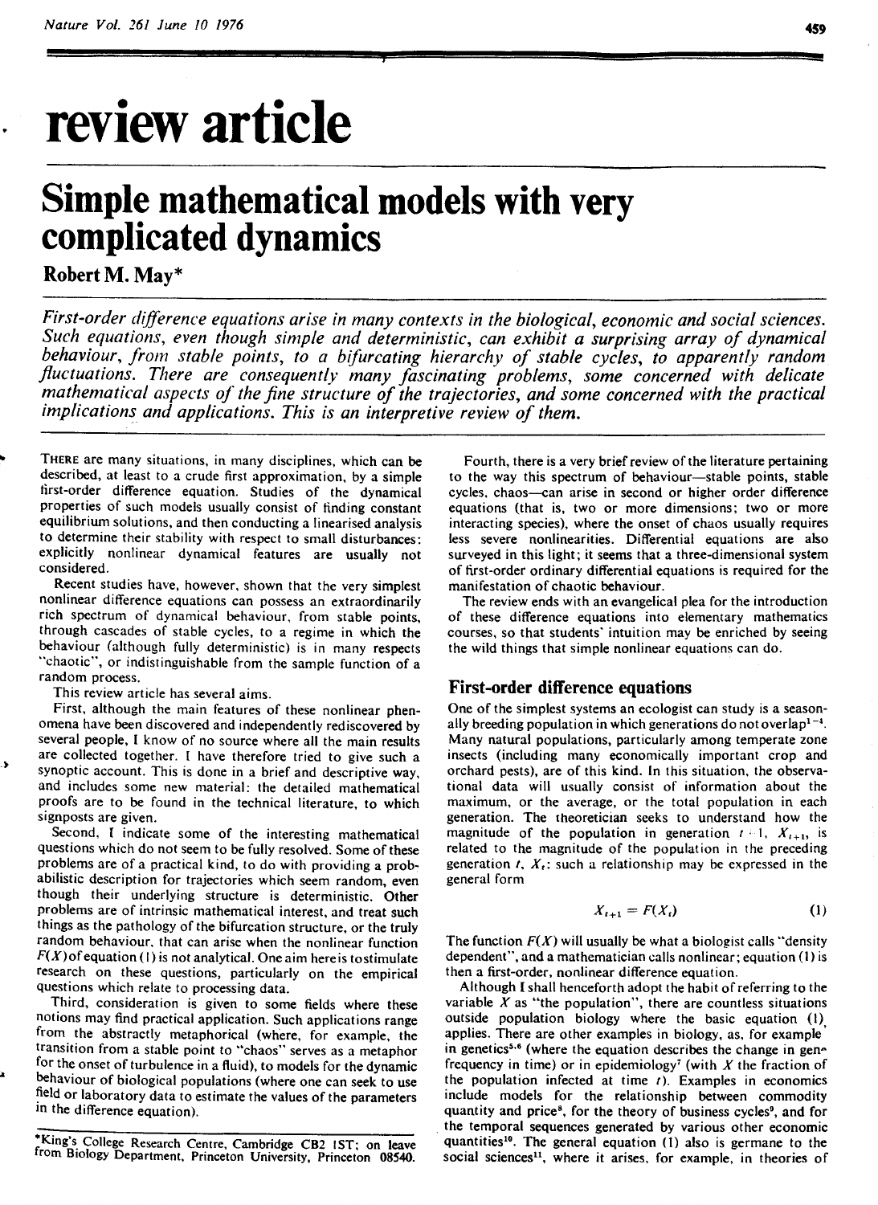# review article

## Simple mathematical models with very complicated dynamics

**Robert M. May***

*First-order difference equations arise in many contexts in the biological, economic and social sciences. Such equations, even though simple and deterministic, can exhibit a surprising array of dynamical behaviour, from stable points, to a bifurcating hierarchy of stable cycles, to apparently random fluctuations. There are consequently many fascinating problems, some concerned with delicate mathematical aspects of the fine structure of the trajectories, and some concerned with the practical implications and applications. This is an interpretive review of them.*

THERE are many situations, in many disciplines, which can be described, at least to a crude first approximation, by a simple first-order difference equation. Studies of the dynamical properties of such models usually consist of finding constant equilibrium solutions, and then conducting a linearised analysis to determine their stability with respect to small disturbances: explicitly nonlinear dynamical features are usually not considered.

Recent studies have, however, shown that the very simplest nonlinear difference equations can possess an extraordinarily rich spectrum of dynamical behaviour, from stable points, through cascades of stable cycles, to a regime in which the behaviour (although fully deterministic) is in many respects "chaotic", or indistinguishable from the sample function of a random process.

This review article has several aims.

First, although the main features of these nonlinear phenomena have been discovered and independently rediscovered by several people, I know of no source where all the main results are collected together. I have therefore tried to give such a synoptic account. This is done in a brief and descriptive way, and includes some new material: the detailed mathematical proofs are to be found in the technical literature, to which signposts are given.

Second, I indicate some of the interesting mathematical questions which do not seem to be fully resolved. Some of these problems are of a practical kind, to do with providing a probabilistic description for trajectories which seem random, even though their underlying structure is deterministic. Other problems are of intrinsic mathematical interest, and treat such things as the pathology of the bifurcation structure, or the truly random behaviour, that can arise when the nonlinear function $F(X)$ of equation (1) is not analytical. One aim here is to stimulate research on these questions, particularly on the empirical questions which relate to processing data.

Third, consideration is given to some fields where these notions may find practical application. Such applications range from the abstractly metaphorical (where, for example, the transition from a stable point to "chaos" serves as a metaphor for the onset of turbulence in a fluid), to models for the dynamic behaviour of biological populations (where one can seek to use field or laboratory data to estimate the values of the parameters in the difference equation).

Fourth, there is a very brief review of the literature pertaining to the way this spectrum of behaviour—stable points, stable cycles, chaos—can arise in second or higher order difference equations (that is, two or more dimensions; two or more interacting species), where the onset of chaos usually requires less severe nonlinearities. Differential equations are also surveyed in this light; it seems that a three-dimensional system of first-order ordinary differential equations is required for the manifestation of chaotic behaviour.

The review ends with an evangelical plea for the introduction of these difference equations into elementary mathematics courses, so that students' intuition may be enriched by seeing the wild things that simple nonlinear equations can do.

### First-order difference equations

One of the simplest systems an ecologist can study is a seasonally breeding population in which generations do not overlap[1–4]. Many natural populations, particularly among temperate zone insects (including many economically important crop and orchard pests), are of this kind. In this situation, the observational data will usually consist of information about the maximum, or the average, or the total population in each generation. The theoretician seeks to understand how the magnitude of the population in generation $t+1$, $X_{t+1}$, is related to the magnitude of the population in the preceding generation $t$, $X_t$: such a relationship may be expressed in the general form

$$X_{t+1} = F(X_t) \tag{1}$$

The function $F(X)$ will usually be what a biologist calls "density dependent", and a mathematician calls nonlinear; equation (1) is then a first-order, nonlinear difference equation.

Although I shall henceforth adopt the habit of referring to the variable $X$ as "the population", there are countless situations outside population biology where the basic equation (1) applies. There are other examples in biology, as, for example in genetics[5,6] (where the equation describes the change in gene frequency in time) or in epidemiology[7] (with $X$ the fraction of the population infected at time $t$). Examples in economics include models for the relationship between commodity quantity and price[8], for the theory of business cycles[9], and for the temporal sequences generated by various other economic quantities[10]. The general equation (1) also is germane to the social sciences[11], where it arises, for example, in theories of

*King's College Research Centre, Cambridge CB2 1ST; on leave from Biology Department, Princeton University, Princeton 08540.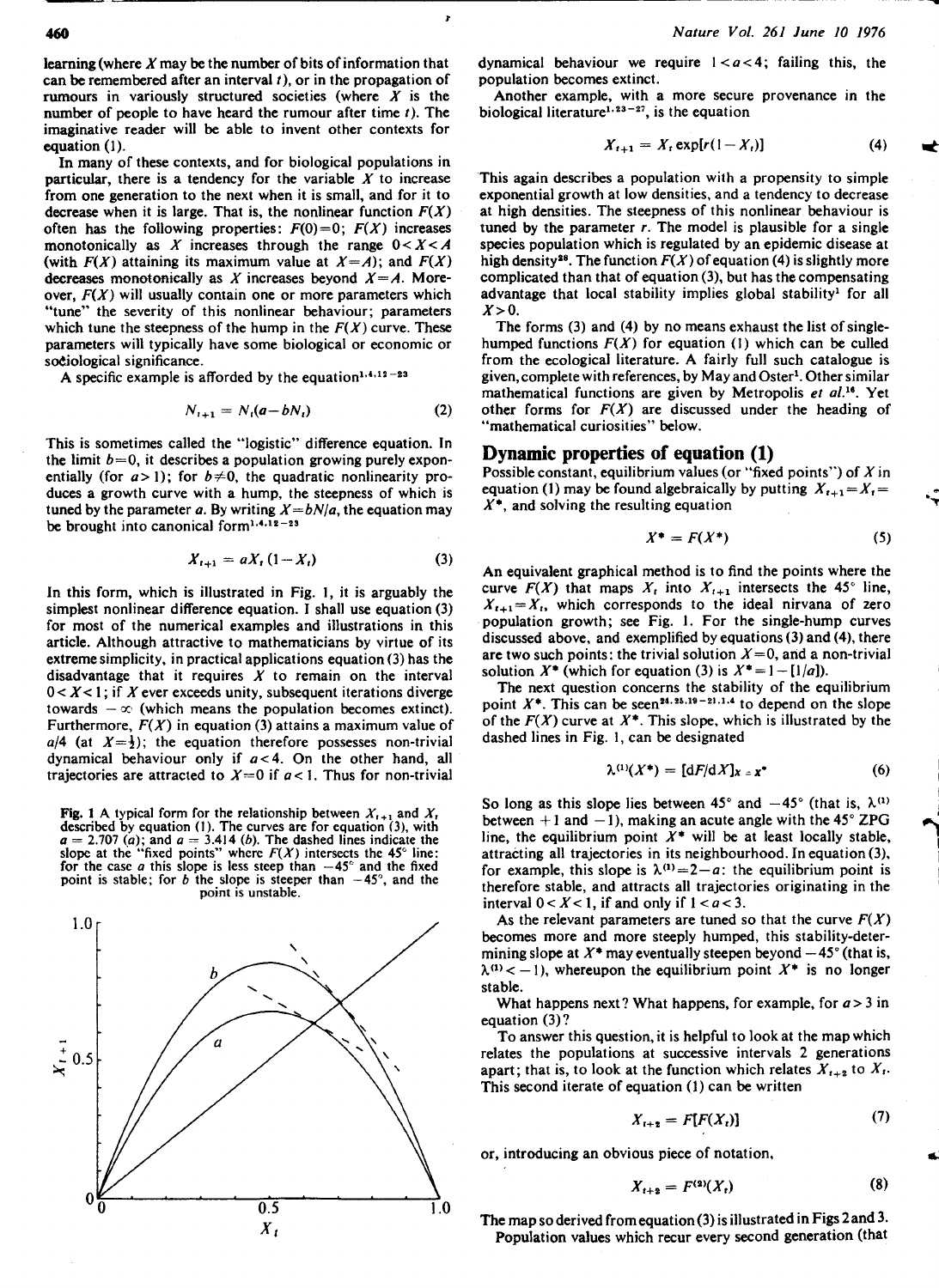learning (where $X$ may be the number of bits of information that can be remembered after an interval $t$), or in the propagation of rumours in variously structured societies (where $X$ is the number of people to have heard the rumour after time $t$). The imaginative reader will be able to invent other contexts for equation (1).

In many of these contexts, and for biological populations in particular, there is a tendency for the variable $X$ to increase from one generation to the next when it is small, and for it to decrease when it is large. That is, the nonlinear function $F(X)$ often has the following properties: $F(0)=0$; $F(X)$ increases monotonically as $X$ increases through the range $0<X<A$ (with $F(X)$ attaining its maximum value at $X=A$); and $F(X)$ decreases monotonically as $X$ increases beyond $X=A$. Moreover, $F(X)$ will usually contain one or more parameters which "tune" the severity of this nonlinear behaviour; parameters which tune the steepness of the hump in the $F(X)$ curve. These parameters will typically have some biological or economic or sociological significance.

A specific example is afforded by the equation[1,4,12-23]

$$N_{t+1} = N_t(a - bN_t) \tag{2}$$

This is sometimes called the "logistic" difference equation. In the limit $b=0$, it describes a population growing purely exponentially (for $a>1$); for $b \neq 0$, the quadratic nonlinearity produces a growth curve with a hump, the steepness of which is tuned by the parameter $a$. By writing $X = bN/a$, the equation may be brought into canonical form[1,4,12-23]

$$X_{t+1} = aX_t(1 - X_t) \tag{3}$$

In this form, which is illustrated in Fig. 1, it is arguably the simplest nonlinear difference equation. I shall use equation (3) for most of the numerical examples and illustrations in this article. Although attractive to mathematicians by virtue of its extreme simplicity, in practical applications equation (3) has the disadvantage that it requires $X$ to remain on the interval $0<X<1$; if $X$ ever exceeds unity, subsequent iterations diverge towards $-\infty$ (which means the population becomes extinct). Furthermore, $F(X)$ in equation (3) attains a maximum value of $a/4$ (at $X=\frac{1}{2}$); the equation therefore possesses non-trivial dynamical behaviour only if $a<4$. On the other hand, all trajectories are attracted to $X=0$ if $a<1$. Thus for non-trivial dynamical behaviour we require $1<a<4$; failing this, the population becomes extinct.

**Fig. 1** A typical form for the relationship between $X_{t+1}$ and $X_t$ described by equation (1). The curves are for equation (3), with $a = 2.707$ (*a*); and $a = 3.414$ (*b*). The dashed lines indicate the slope at the "fixed points" where $F(X)$ intersects the 45° line: for the case *a* this slope is less steep than $-45°$ and the fixed point is stable; for *b* the slope is steeper than $-45°$, and the point is unstable.

Another example, with a more secure provenance in the biological literature[1,23-27], is the equation

$$X_{t+1} = X_t \exp[r(1 - X_t)] \tag{4}$$

This again describes a population with a propensity to simple exponential growth at low densities, and a tendency to decrease at high densities. The steepness of this nonlinear behaviour is tuned by the parameter $r$. The model is plausible for a single species population which is regulated by an epidemic disease at high density[28]. The function $F(X)$ of equation (4) is slightly more complicated than that of equation (3), but has the compensating advantage that local stability implies global stability[1] for all $X>0$.

The forms (3) and (4) by no means exhaust the list of single-humped functions $F(X)$ for equation (1) which can be culled from the ecological literature. A fairly full such catalogue is given, complete with references, by May and Oster[1]. Other similar mathematical functions are given by Metropolis *et al.*[16]. Yet other forms for $F(X)$ are discussed under the heading of "mathematical curiosities" below.

## Dynamic properties of equation (1)

Possible constant, equilibrium values (or "fixed points") of $X$ in equation (1) may be found algebraically by putting $X_{t+1} = X_t = X^*$, and solving the resulting equation

$$X^* = F(X^*) \tag{5}$$

An equivalent graphical method is to find the points where the curve $F(X)$ that maps $X_t$ into $X_{t+1}$ intersects the 45° line, $X_{t+1} = X_t$, which corresponds to the ideal nirvana of zero population growth; see Fig. 1. For the single-hump curves discussed above, and exemplified by equations (3) and (4), there are two such points: the trivial solution $X=0$, and a non-trivial solution $X^*$ (which for equation (3) is $X^* = 1 - [1/a]$).

The next question concerns the stability of the equilibrium point $X^*$. This can be seen[24,25,19-21,1,4] to depend on the slope of the $F(X)$ curve at $X^*$. This slope, which is illustrated by the dashed lines in Fig. 1, can be designated

$$\lambda^{(1)}(X^*) = [dF/dX]_{X=X^*} \tag{6}$$

So long as this slope lies between 45° and $-45°$ (that is, $\lambda^{(1)}$ between $+1$ and $-1$), making an acute angle with the 45° ZPG line, the equilibrium point $X^*$ will be at least locally stable, attracting all trajectories in its neighbourhood. In equation (3), for example, this slope is $\lambda^{(1)} = 2 - a$: the equilibrium point is therefore stable, and attracts all trajectories originating in the interval $0<X<1$, if and only if $1<a<3$.

As the relevant parameters are tuned so that the curve $F(X)$ becomes more and more steeply humped, this stability-determining slope at $X^*$ may eventually steepen beyond $-45°$ (that is, $\lambda^{(1)} < -1$), whereupon the equilibrium point $X^*$ is no longer stable.

What happens next? What happens, for example, for $a>3$ in equation (3)?

To answer this question, it is helpful to look at the map which relates the populations at successive intervals 2 generations apart; that is, to look at the function which relates $X_{t+2}$ to $X_t$. This second iterate of equation (1) can be written

$$X_{t+2} = F[F(X_t)] \tag{7}$$

or, introducing an obvious piece of notation,

$$X_{t+2} = F^{(2)}(X_t) \tag{8}$$

The map so derived from equation (3) is illustrated in Figs 2 and 3.

Population values which recur every second generation (that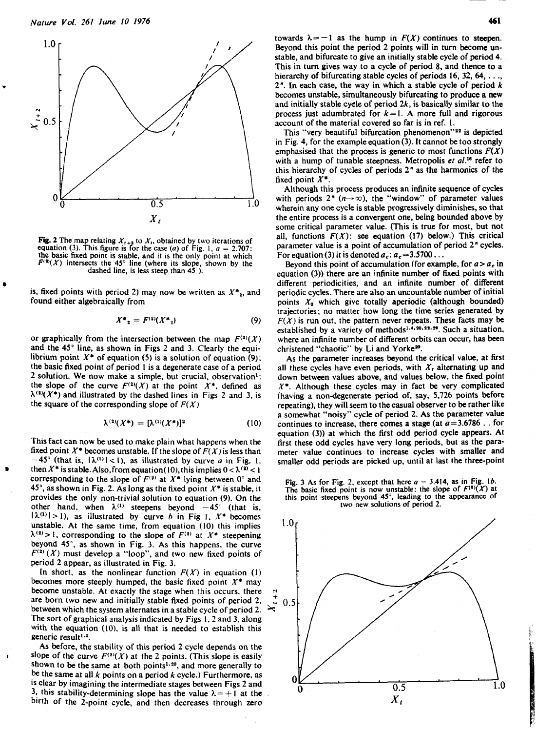Fig. 2 The map relating $X_{t+2}$ to $X_t$, obtained by two iterations of equation (3). This figure is for the case (*a*) of Fig. 1, $a = 2.707$: the basic fixed point is stable, and it is the only point at which $F^{(2)}(X)$ intersects the 45° line (where its slope, shown by the dashed line, is less steep than 45°).

is, fixed points with period 2) may now be written as $X^*_2$, and found either algebraically from

$$X^*_2 = F^{(2)}(X^*_2) \tag{9}$$

or graphically from the intersection between the map $F^{(2)}(X)$ and the 45° line, as shown in Figs 2 and 3. Clearly the equilibrium point $X^*$ of equation (5) is a solution of equation (9); the basic fixed point of period 1 is a degenerate case of a period 2 solution. We now make a simple, but crucial, observation[1]: the slope of the curve $F^{(2)}(X)$ at the point $X^*$, defined as $\lambda^{(2)}(X^*)$ and illustrated by the dashed lines in Figs 2 and 3, is the square of the corresponding slope of $F(X)$

$$\lambda^{(2)}(X^*) = [\lambda^{(1)}(X^*)]^2 \tag{10}$$

This fact can now be used to make plain what happens when the fixed point $X^*$ becomes unstable. If the slope of $F(X)$ is less than $-45°$ (that is, $|\lambda^{(1)}| < 1$), as illustrated by curve *a* in Fig. 1, then $X^*$ is stable. Also, from equation (10), this implies $0 < \lambda^{(2)} < 1$ corresponding to the slope of $F^{(2)}$ at $X^*$ lying between 0° and 45°, as shown in Fig. 2. As long as the fixed point $X^*$ is stable, it provides the only non-trivial solution to equation (9). On the other hand, when $\lambda^{(1)}$ steepens beyond $-45°$ (that is, $|\lambda^{(1)}| > 1$), as illustrated by curve *b* in Fig 1, $X^*$ becomes unstable. At the same time, from equation (10) this implies $\lambda^{(2)} > 1$, corresponding to the slope of $F^{(2)}$ at $X^*$ steepening beyond 45°, as shown in Fig. 3. As this happens, the curve $F^{(2)}(X)$ must develop a "loop", and two new fixed points of period 2 appear, as illustrated in Fig. 3.

In short, as the nonlinear function $F(X)$ in equation (1) becomes more steeply humped, the basic fixed point $X^*$ may become unstable. At exactly the stage when this occurs, there are born two new and initially stable fixed points of period 2, between which the system alternates in a stable cycle of period 2. The sort of graphical analysis indicated by Figs 1, 2 and 3, along with the equation (10), is all that is needed to establish this generic result[1,4].

As before, the stability of this period 2 cycle depends on the slope of the curve $F^{(2)}(X)$ at the 2 points. (This slope is easily shown to be the same at both points[1,20], and more generally to be the same at all $k$ points on a period $k$ cycle.) Furthermore, as is clear by imagining the intermediate stages between Figs 2 and 3, this stability-determining slope has the value $\lambda = +1$ at the birth of the 2-point cycle, and then decreases through zero towards $\lambda = -1$ as the hump in $F(X)$ continues to steepen. Beyond this point the period 2 points will in turn become unstable, and bifurcate to give an initially stable cycle of period 4. This in turn gives way to a cycle of period 8, and thence to a hierarchy of bifurcating stable cycles of periods 16, 32, 64, . . ., $2^n$. In each case, the way in which a stable cycle of period $k$ becomes unstable, simultaneously bifurcating to produce a new and initially stable cycle of period $2k$, is basically similar to the process just adumbrated for $k = 1$. A more full and rigorous account of the material covered so far is in ref. 1.

This "very beautiful bifurcation phenomenon"[22] is depicted in Fig. 4, for the example equation (3). It cannot be too strongly emphasised that the process is generic to most functions $F(X)$ with a hump of tunable steepness. Metropolis *et al.*[18] refer to this hierarchy of cycles of periods $2^n$ as the harmonics of the fixed point $X^*$.

Although this process produces an infinite sequence of cycles with periods $2^n$ ($n \to \infty$), the "window" of parameter values wherein any one cycle is stable progressively diminishes, so that the entire process is a convergent one, being bounded above by some critical parameter value. (This is true for most, but not all, functions $F(X)$: see equation (17) below.) This critical parameter value is a point of accumulation of period $2^n$ cycles. For equation (3) it is denoted $a_c$: $a_c = 3.5700\ldots$

Beyond this point of accumulation (for example, for $a > a_c$ in equation (3)) there are an infinite number of fixed points with different periodicities, and an infinite number of different periodic cycles. There are also an uncountable number of initial points $X_0$ which give totally aperiodic (although bounded) trajectories; no matter how long the time series generated by $F(X)$ is run out, the pattern never repeats. These facts may be established by a variety of methods[1,4,20,22,29]. Such a situation, where an infinite number of different orbits can occur, has been christened "chaotic" by Li and Yorke[20].

As the parameter increases beyond the critical value, at first all these cycles have even periods, with $X_t$ alternating up and down between values above, and values below, the fixed point $X^*$. Although these cycles may in fact be very complicated (having a non-degenerate period of, say, 5,726 points before repeating), they will seem to the casual observer to be rather like a somewhat "noisy" cycle of period 2. As the parameter value continues to increase, there comes a stage (at $a = 3.6786$ . . for equation (3)) at which the first odd period cycle appears. At first these odd cycles have very long periods, but as the parameter value continues to increase cycles with smaller and smaller odd periods are picked up, until at last the three-point

Fig. 3 As for Fig. 2, except that here $a = 3.414$, as in Fig. 1*b*. The basic fixed point is now unstable: the slope of $F^{(2)}(X)$ at this point steepens beyond 45°, leading to the appearance of two new solutions of period 2.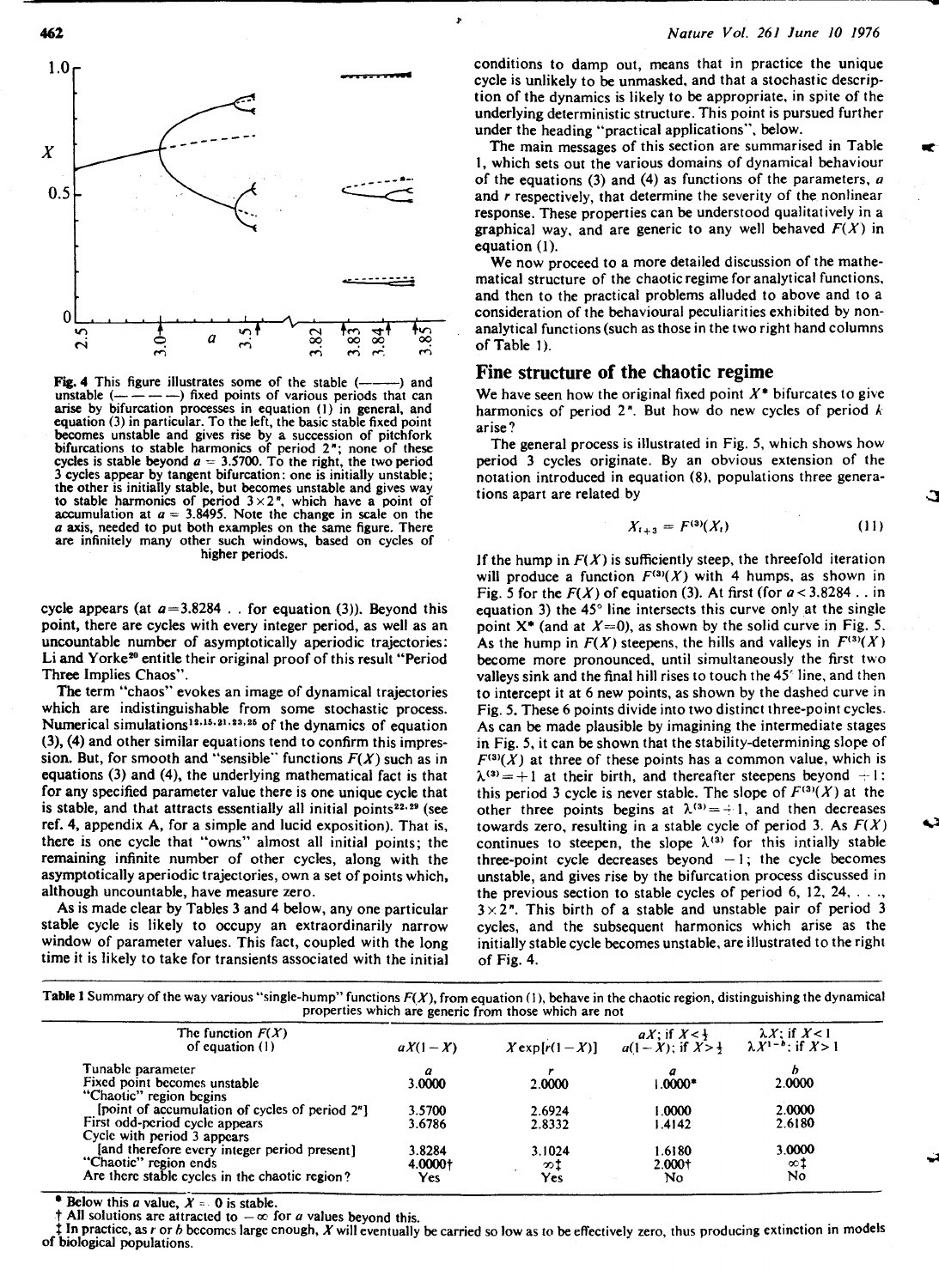Fig. 4 This figure illustrates some of the stable (———) and unstable (— — — —) fixed points of various periods that can arise by bifurcation processes in equation (1) in general, and equation (3) in particular. To the left, the basic stable fixed point becomes unstable and gives rise by a succession of pitchfork bifurcations to stable harmonics of period $2^n$; none of these cycles is stable beyond $a = 3.5700$. To the right, the two period 3 cycles appear by tangent bifurcation: one is initially unstable; the other is initially stable, but becomes unstable and gives way to stable harmonics of period $3\times2^n$, which have a point of accumulation at $a = 3.8495$. Note the change in scale on the $a$ axis, needed to put both examples on the same figure. There are infinitely many other such windows, based on cycles of higher periods.

cycle appears (at $a = 3.8284$ . . for equation (3)). Beyond this point, there are cycles with every integer period, as well as an uncountable number of asymptotically aperiodic trajectories: Li and Yorke[20] entitle their original proof of this result "Period Three Implies Chaos".

The term "chaos" evokes an image of dynamical trajectories which are indistinguishable from some stochastic process. Numerical simulations[12,15,21,23,25] of the dynamics of equation (3), (4) and other similar equations tend to confirm this impression. But, for smooth and "sensible" functions $F(X)$ such as in equations (3) and (4), the underlying mathematical fact is that for any specified parameter value there is one unique cycle that is stable, and that attracts essentially all initial points[22,29] (see ref. 4, appendix A, for a simple and lucid exposition). That is, there is one cycle that "owns" almost all initial points; the remaining infinite number of other cycles, along with the asymptotically aperiodic trajectories, own a set of points which, although uncountable, have measure zero.

As is made clear by Tables 3 and 4 below, any one particular stable cycle is likely to occupy an extraordinarily narrow window of parameter values. This fact, coupled with the long time it is likely to take for transients associated with the initial conditions to damp out, means that in practice the unique cycle is unlikely to be unmasked, and that a stochastic description of the dynamics is likely to be appropriate, in spite of the underlying deterministic structure. This point is pursued further under the heading "practical applications", below.

The main messages of this section are summarised in Table 1, which sets out the various domains of dynamical behaviour of the equations (3) and (4) as functions of the parameters, $a$ and $r$ respectively, that determine the severity of the nonlinear response. These properties can be understood qualitatively in a graphical way, and are generic to any well behaved $F(X)$ in equation (1).

We now proceed to a more detailed discussion of the mathematical structure of the chaotic regime for analytical functions, and then to the practical problems alluded to above and to a consideration of the behavioural peculiarities exhibited by nonanalytical functions (such as those in the two right hand columns of Table 1).

## Fine structure of the chaotic regime

We have seen how the original fixed point $X^*$ bifurcates to give harmonics of period $2^n$. But how do new cycles of period $k$ arise?

The general process is illustrated in Fig. 5, which shows how period 3 cycles originate. By an obvious extension of the notation introduced in equation (8), populations three generations apart are related by

$$X_{t+3} = F^{(3)}(X_t) \tag{11}$$

If the hump in $F(X)$ is sufficiently steep, the threefold iteration will produce a function $F^{(3)}(X)$ with 4 humps, as shown in Fig. 5 for the $F(X)$ of equation (3). At first (for $a < 3.8284$ . . in equation 3) the 45° line intersects this curve only at the single point $X^*$ (and at $X = 0$), as shown by the solid curve in Fig. 5. As the hump in $F(X)$ steepens, the hills and valleys in $F^{(3)}(X)$ become more pronounced, until simultaneously the first two valleys sink and the final hill rises to touch the 45° line, and then to intercept it at 6 new points, as shown by the dashed curve in Fig. 5. These 6 points divide into two distinct three-point cycles. As can be made plausible by imagining the intermediate stages in Fig. 5, it can be shown that the stability-determining slope of $F^{(3)}(X)$ at three of these points has a common value, which is $\lambda^{(3)} = +1$ at their birth, and thereafter steepens beyond $+1$: this period 3 cycle is never stable. The slope of $F^{(3)}(X)$ at the other three points begins at $\lambda^{(3)} = +1$, and then decreases towards zero, resulting in a stable cycle of period 3. As $F(X)$ continues to steepen, the slope $\lambda^{(3)}$ for this intially stable three-point cycle decreases beyond $-1$; the cycle becomes unstable, and gives rise by the bifurcation process discussed in the previous section to stable cycles of period 6, 12, 24, . . ., $3\times2^n$. This birth of a stable and unstable pair of period 3 cycles, and the subsequent harmonics which arise as the initially stable cycle becomes unstable, are illustrated to the right of Fig. 4.

Table 1 Summary of the way various "single-hump" functions $F(X)$, from equation (1), behave in the chaotic region, distinguishing the dynamical properties which are generic from those which are not

| The function $F(X)$ of equation (1) | $aX(1-X)$ | $X\exp[r(1-X)]$ | $aX$; if $X<\frac{1}{2}$; $a(1-X)$; if $X>\frac{1}{2}$ | $\lambda X$; if $X<1$; $\lambda X^{1-b}$; if $X>1$ |
|---|---|---|---|---|
| Tunable parameter | $a$ | $r$ | $a$ | $b$ |
| Fixed point becomes unstable | 3.0000 | 2.0000 | 1.0000* | 2.0000 |
| "Chaotic" region begins [point of accumulation of cycles of period $2^n$] | 3.5700 | 2.6924 | 1.0000 | 2.0000 |
| First odd-period cycle appears | 3.6786 | 2.8332 | 1.4142 | 2.6180 |
| Cycle with period 3 appears [and therefore every integer period present] | 3.8284 | 3.1024 | 1.6180 | 3.0000 |
| "Chaotic" region ends | 4.0000† | ∞‡ | 2.000† | ∞‡ |
| Are there stable cycles in the chaotic region? | Yes | Yes | No | No |

\* Below this $a$ value, $X = 0$ is stable.
† All solutions are attracted to $-\infty$ for $a$ values beyond this.
‡ In practice, as $r$ or $b$ becomes large enough, $X$ will eventually be carried so low as to be effectively zero, thus producing extinction in models of biological populations.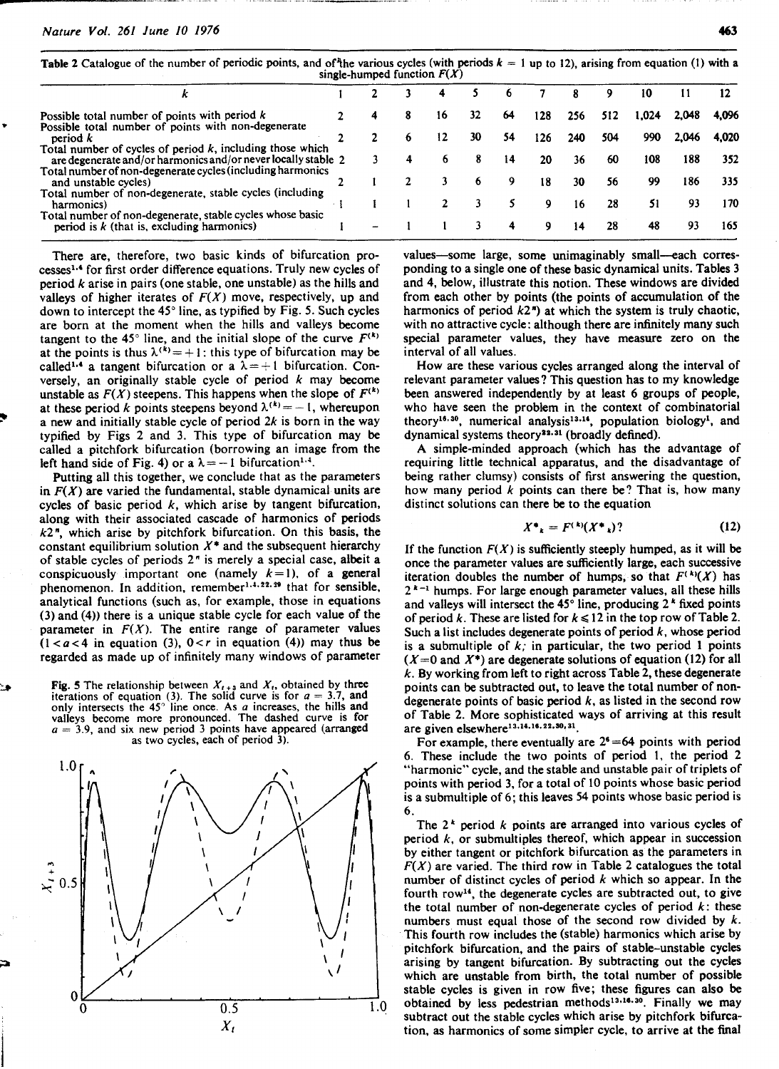**Table 2** Catalogue of the number of periodic points, and of the various cycles (with periods $k = 1$ up to 12), arising from equation (1) with a single-humped function $F(X)$

| $k$ | 1 | 2 | 3 | 4 | 5 | 6 | 7 | 8 | 9 | 10 | 11 | 12 |
|---|---|---|---|---|---|---|---|---|---|---|---|---|
| Possible total number of points with period $k$ | 2 | 4 | 8 | 16 | 32 | 64 | 128 | 256 | 512 | 1,024 | 2,048 | 4,096 |
| Possible total number of points with non-degenerate period $k$ | 2 | 2 | 6 | 12 | 30 | 54 | 126 | 240 | 504 | 990 | 2,046 | 4,020 |
| Total number of cycles of period $k$, including those which are degenerate and/or harmonics and/or never locally stable | 2 | 3 | 4 | 6 | 8 | 14 | 20 | 36 | 60 | 108 | 188 | 352 |
| Total number of non-degenerate cycles (including harmonics and unstable cycles) | 2 | 1 | 2 | 3 | 6 | 9 | 18 | 30 | 56 | 99 | 186 | 335 |
| Total number of non-degenerate, stable cycles (including harmonics) | 1 | 1 | 1 | 2 | 3 | 5 | 9 | 16 | 28 | 51 | 93 | 170 |
| Total number of non-degenerate, stable cycles whose basic period is $k$ (that is, excluding harmonics) | 1 | – | 1 | 1 | 3 | 4 | 9 | 14 | 28 | 48 | 93 | 165 |

There are, therefore, two basic kinds of bifurcation processes[1,4] for first order difference equations. Truly new cycles of period $k$ arise in pairs (one stable, one unstable) as the hills and valleys of higher iterates of $F(X)$ move, respectively, up and down to intercept the 45° line, as typified by Fig. 5. Such cycles are born at the moment when the hills and valleys become tangent to the 45° line, and the initial slope of the curve $F^{(k)}$ at the points is thus $\lambda^{(k)} = +1$: this type of bifurcation may be called[1,4] a tangent bifurcation or a $\lambda = +1$ bifurcation. Conversely, an originally stable cycle of period $k$ may become unstable as $F(X)$ steepens. This happens when the slope of $F^{(k)}$ at these period $k$ points steepens beyond $\lambda^{(k)} = -1$, whereupon a new and initially stable cycle of period $2k$ is born in the way typified by Figs 2 and 3. This type of bifurcation may be called a pitchfork bifurcation (borrowing an image from the left hand side of Fig. 4) or a $\lambda = -1$ bifurcation[1,4].

Putting all this together, we conclude that as the parameters in $F(X)$ are varied the fundamental, stable dynamical units are cycles of basic period $k$, which arise by tangent bifurcation, along with their associated cascade of harmonics of periods $k2^n$, which arise by pitchfork bifurcation. On this basis, the constant equilibrium solution $X^*$ and the subsequent hierarchy of stable cycles of periods $2^n$ is merely a special case, albeit a conspicuously important one (namely $k=1$), of a general phenomenon. In addition, remember[1,4,22,29] that for sensible, analytical functions (such as, for example, those in equations (3) and (4)) there is a unique stable cycle for each value of the parameter in $F(X)$. The entire range of parameter values ($1 < a < 4$ in equation (3), $0 < r$ in equation (4)) may thus be regarded as made up of infinitely many windows of parameter values—some large, some unimaginably small—each corresponding to a single one of these basic dynamical units. Tables 3 and 4, below, illustrate this notion. These windows are divided from each other by points (the points of accumulation of the harmonics of period $k2^n$) at which the system is truly chaotic, with no attractive cycle: although there are infinitely many such special parameter values, they have measure zero on the interval of all values.

Fig. 5 The relationship between $X_{t+3}$ and $X_t$, obtained by three iterations of equation (3). The solid curve is for $a = 3.7$, and only intersects the 45° line once. As $a$ increases, the hills and valleys become more pronounced. The dashed curve is for $a = 3.9$, and six new period 3 points have appeared (arranged as two cycles, each of period 3).

How are these various cycles arranged along the interval of relevant parameter values? This question has to my knowledge been answered independently by at least 6 groups of people, who have seen the problem in the context of combinatorial theory[16,30], numerical analysis[13,14], population biology[1], and dynamical systems theory[22,31] (broadly defined).

A simple-minded approach (which has the advantage of requiring little technical apparatus, and the disadvantage of being rather clumsy) consists of first answering the question, how many period $k$ points can there be? That is, how many distinct solutions can there be to the equation

$$X^*_k = F^{(k)}(X^*_k)? \tag{12}$$

If the function $F(X)$ is sufficiently steeply humped, as it will be once the parameter values are sufficiently large, each successive iteration doubles the number of humps, so that $F^{(k)}(X)$ has $2^{k-1}$ humps. For large enough parameter values, all these hills and valleys will intersect the 45° line, producing $2^k$ fixed points of period $k$. These are listed for $k \leq 12$ in the top row of Table 2. Such a list includes degenerate points of period $k$, whose period is a submultiple of $k$; in particular, the two period 1 points ($X=0$ and $X^*$) are degenerate solutions of equation (12) for all $k$. By working from left to right across Table 2, these degenerate points can be subtracted out, to leave the total number of non-degenerate points of basic period $k$, as listed in the second row of Table 2. More sophisticated ways of arriving at this result are given elsewhere[13,14,16,22,30,31].

For example, there eventually are $2^6 = 64$ points with period 6. These include the two points of period 1, the period 2 "harmonic" cycle, and the stable and unstable pair of triplets of points with period 3, for a total of 10 points whose basic period is a submultiple of 6; this leaves 54 points whose basic period is 6.

The $2^k$ period $k$ points are arranged into various cycles of period $k$, or submultiples thereof, which appear in succession by either tangent or pitchfork bifurcation as the parameters in $F(X)$ are varied. The third row in Table 2 catalogues the total number of distinct cycles of period $k$ which so appear. In the fourth row[14], the degenerate cycles are subtracted out, to give the total number of non-degenerate cycles of period $k$: these numbers must equal those of the second row divided by $k$. This fourth row includes the (stable) harmonics which arise by pitchfork bifurcation, and the pairs of stable–unstable cycles arising by tangent bifurcation. By subtracting out the cycles which are unstable from birth, the total number of possible stable cycles is given in row five; these figures can also be obtained by less pedestrian methods[13,16,30]. Finally we may subtract out the stable cycles which arise by pitchfork bifurcation, as harmonics of some simpler cycle, to arrive at the final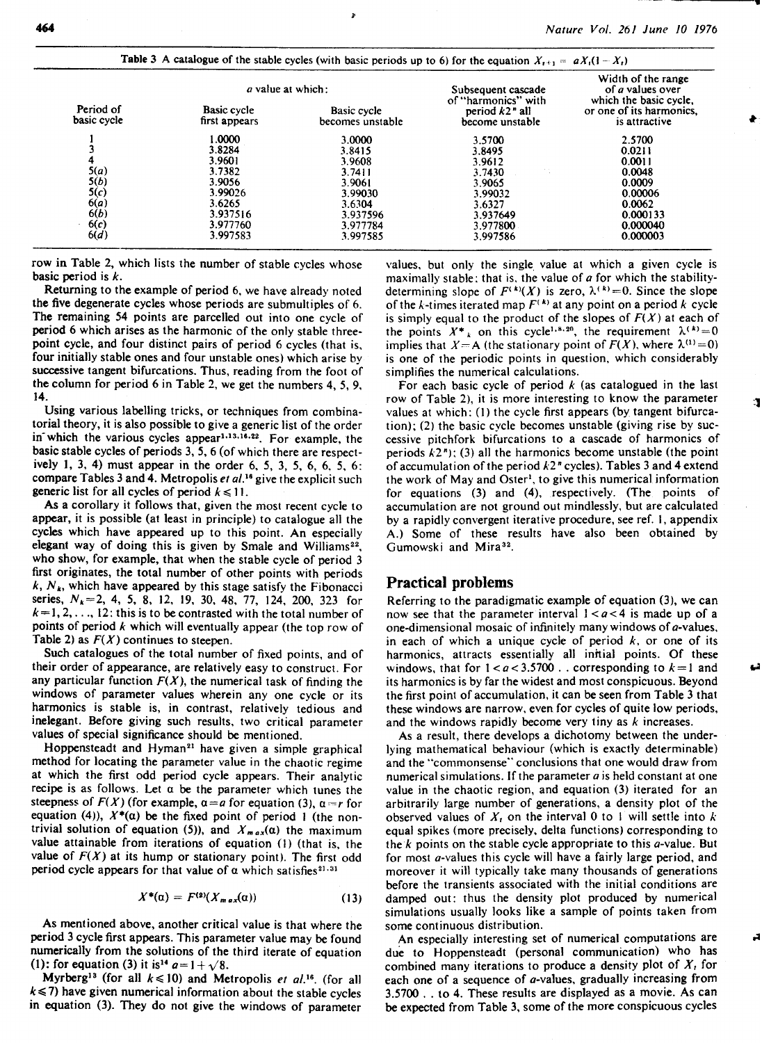Table 3 A catalogue of the stable cycles (with basic periods up to 6) for the equation $X_{t+1} = aX_t(1 - X_t)$

| Period of basic cycle | $a$ value at which: Basic cycle first appears | Basic cycle becomes unstable | Subsequent cascade of "harmonics" with period $k2^n$ all become unstable | Width of the range of $a$ values over which the basic cycle, or one of its harmonics, is attractive |
|---|---|---|---|---|
| 1 | 1.0000 | 3.0000 | 3.5700 | 2.5700 |
| 3 | 3.8284 | 3.8415 | 3.8495 | 0.0211 |
| 4 | 3.9601 | 3.9608 | 3.9612 | 0.0011 |
| 5(*a*) | 3.7382 | 3.7411 | 3.7430 | 0.0048 |
| 5(*b*) | 3.9056 | 3.9061 | 3.9065 | 0.0009 |
| 5(*c*) | 3.99026 | 3.99030 | 3.99032 | 0.00006 |
| 6(*a*) | 3.6265 | 3.6304 | 3.6327 | 0.0062 |
| 6(*b*) | 3.937516 | 3.937596 | 3.937649 | 0.000133 |
| 6(*c*) | 3.977760 | 3.977784 | 3.977800 | 0.000040 |
| 6(*d*) | 3.997583 | 3.997585 | 3.997586 | 0.000003 |

row in Table 2, which lists the number of stable cycles whose basic period is $k$.

Returning to the example of period 6, we have already noted the five degenerate cycles whose periods are submultiples of 6. The remaining 54 points are parcelled out into one cycle of period 6 which arises as the harmonic of the only stable three-point cycle, and four distinct pairs of period 6 cycles (that is, four initially stable ones and four unstable ones) which arise by successive tangent bifurcations. Thus, reading from the foot of the column for period 6 in Table 2, we get the numbers 4, 5, 9, 14.

Using various labelling tricks, or techniques from combinatorial theory, it is also possible to give a generic list of the order in which the various cycles appear[1,13,16,22]. For example, the basic stable cycles of periods 3, 5, 6 (of which there are respectively 1, 3, 4) must appear in the order 6, 5, 3, 5, 6, 6, 5, 6: compare Tables 3 and 4. Metropolis *et al.*[16] give the explicit such generic list for all cycles of period $k \leq 11$.

As a corollary it follows that, given the most recent cycle to appear, it is possible (at least in principle) to catalogue all the cycles which have appeared up to this point. An especially elegant way of doing this is given by Smale and Williams[22], who show, for example, that when the stable cycle of period 3 first originates, the total number of other points with periods $k$, $N_k$, which have appeared by this stage satisfy the Fibonacci series, $N_k$ = 2, 4, 5, 8, 12, 19, 30, 48, 77, 124, 200, 323 for $k$ = 1, 2, . . ., 12: this is to be contrasted with the total number of points of period $k$ which will eventually appear (the top row of Table 2) as $F(X)$ continues to steepen.

Such catalogues of the total number of fixed points, and of their order of appearance, are relatively easy to construct. For any particular function $F(X)$, the numerical task of finding the windows of parameter values wherein any one cycle or its harmonics is stable is, in contrast, relatively tedious and inelegant. Before giving such results, two critical parameter values of special significance should be mentioned.

Hoppensteadt and Hyman[21] have given a simple graphical method for locating the parameter value in the chaotic regime at which the first odd period cycle appears. Their analytic recipe is as follows. Let $\alpha$ be the parameter which tunes the steepness of $F(X)$ (for example, $\alpha = a$ for equation (3), $\alpha = r$ for equation (4)), $X^*(\alpha)$ be the fixed point of period 1 (the nontrivial solution of equation (5)), and $X_{max}(\alpha)$ the maximum value attainable from iterations of equation (1) (that is, the value of $F(X)$ at its hump or stationary point). The first odd period cycle appears for that value of $\alpha$ which satisfies[21,31]

$$X^*(\alpha) = F^{(2)}(X_{max}(\alpha)) \tag{13}$$

As mentioned above, another critical value is that where the period 3 cycle first appears. This parameter value may be found numerically from the solutions of the third iterate of equation (1): for equation (3) it is[14] $a = 1 + \sqrt{8}$.

Myrberg[13] (for all $k \leq 10$) and Metropolis *et al.*[16]. (for all $k \leq 7$) have given numerical information about the stable cycles in equation (3). They do not give the windows of parameter values, but only the single value at which a given cycle is maximally stable: that is, the value of $a$ for which the stability-determining slope of $F^{(k)}(X)$ is zero, $\lambda^{(k)} = 0$. Since the slope of the $k$-times iterated map $F^{(k)}$ at any point on a period $k$ cycle is simply equal to the product of the slopes of $F(X)$ at each of the points $X^*_k$ on this cycle[1,8,20], the requirement $\lambda^{(k)} = 0$ implies that $X = A$ (the stationary point of $F(X)$, where $\lambda^{(1)} = 0$) is one of the periodic points in question, which considerably simplifies the numerical calculations.

For each basic cycle of period $k$ (as catalogued in the last row of Table 2), it is more interesting to know the parameter values at which: (1) the cycle first appears (by tangent bifurcation); (2) the basic cycle becomes unstable (giving rise by successive pitchfork bifurcations to a cascade of harmonics of periods $k2^n$); (3) all the harmonics become unstable (the point of accumulation of the period $k2^n$ cycles). Tables 3 and 4 extend the work of May and Oster[1], to give this numerical information for equations (3) and (4), respectively. (The points of accumulation are not ground out mindlessly, but are calculated by a rapidly convergent iterative procedure, see ref. 1, appendix A.) Some of these results have also been obtained by Gumowski and Mira[32].

## Practical problems

Referring to the paradigmatic example of equation (3), we can now see that the parameter interval $1 < a < 4$ is made up of a one-dimensional mosaic of infinitely many windows of $a$-values, in each of which a unique cycle of period $k$, or one of its harmonics, attracts essentially all initial points. Of these windows, that for $1 < a < 3.5700$ . . corresponding to $k = 1$ and its harmonics is by far the widest and most conspicuous. Beyond the first point of accumulation, it can be seen from Table 3 that these windows are narrow, even for cycles of quite low periods, and the windows rapidly become very tiny as $k$ increases.

As a result, there develops a dichotomy between the underlying mathematical behaviour (which is exactly determinable) and the "commonsense" conclusions that one would draw from numerical simulations. If the parameter $a$ is held constant at one value in the chaotic region, and equation (3) iterated for an arbitrarily large number of generations, a density plot of the observed values of $X_t$ on the interval 0 to 1 will settle into $k$ equal spikes (more precisely, delta functions) corresponding to the $k$ points on the stable cycle appropriate to this $a$-value. But for most $a$-values this cycle will have a fairly large period, and moreover it will typically take many thousands of generations before the transients associated with the initial conditions are damped out: thus the density plot produced by numerical simulations usually looks like a sample of points taken from some continuous distribution.

An especially interesting set of numerical computations are due to Hoppensteadt (personal communication) who has combined many iterations to produce a density plot of $X_t$ for each one of a sequence of $a$-values, gradually increasing from 3.5700 . . to 4. These results are displayed as a movie. As can be expected from Table 3, some of the more conspicuous cycles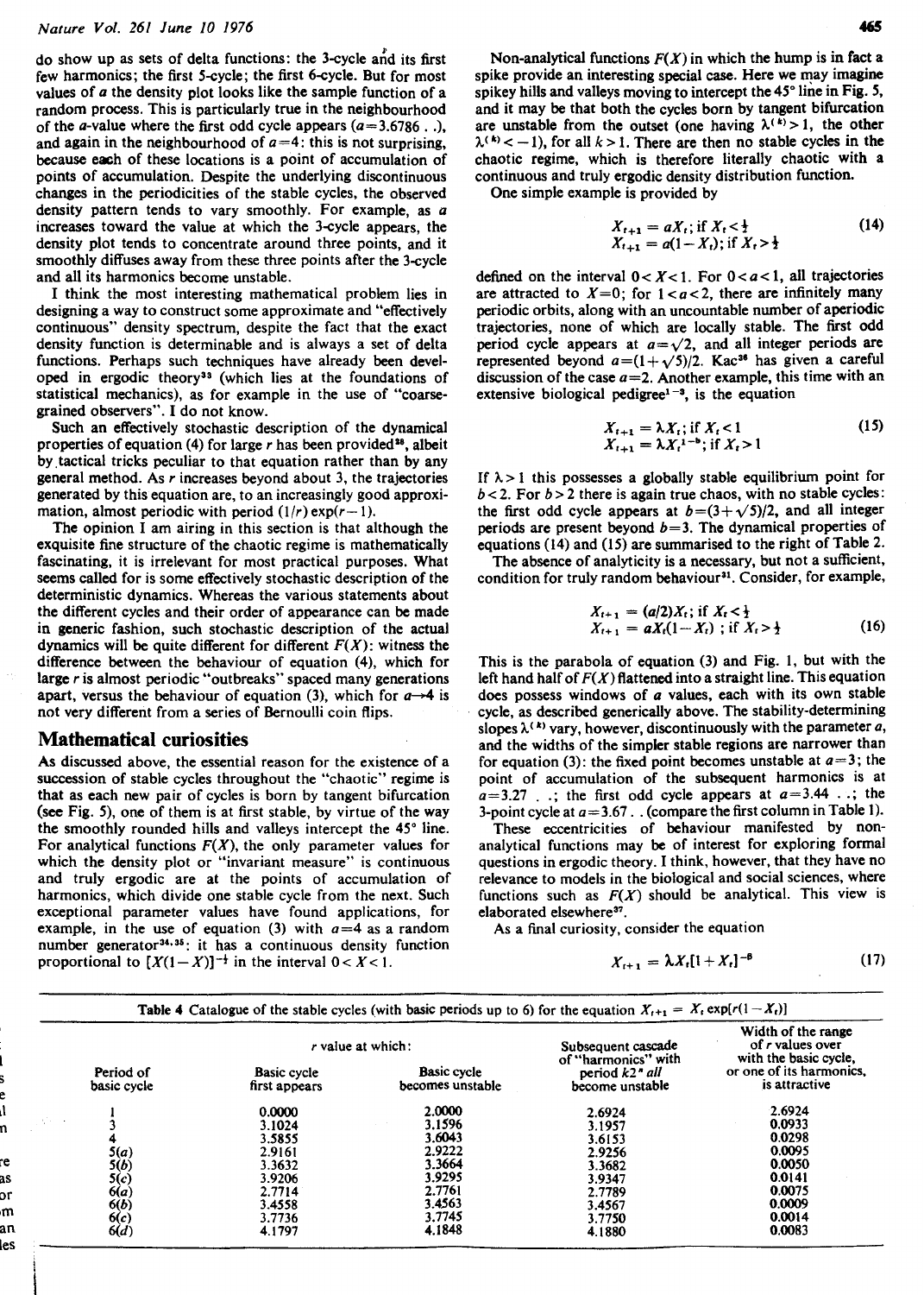do show up as sets of delta functions: the 3-cycle and its first few harmonics; the first 5-cycle; the first 6-cycle. But for most values of $a$ the density plot looks like the sample function of a random process. This is particularly true in the neighbourhood of the $a$-value where the first odd cycle appears ($a$=3.6786 . .), and again in the neighbourhood of $a$=4: this is not surprising, because each of these locations is a point of accumulation of points of accumulation. Despite the underlying discontinuous changes in the periodicities of the stable cycles, the observed density pattern tends to vary smoothly. For example, as $a$ increases toward the value at which the 3-cycle appears, the density plot tends to concentrate around three points, and it smoothly diffuses away from these three points after the 3-cycle and all its harmonics become unstable.

I think the most interesting mathematical problem lies in designing a way to construct some approximate and "effectively continuous" density spectrum, despite the fact that the exact density function is determinable and is always a set of delta functions. Perhaps such techniques have already been developed in ergodic theory[33] (which lies at the foundations of statistical mechanics), as for example in the use of "coarse-grained observers". I do not know.

Such an effectively stochastic description of the dynamical properties of equation (4) for large $r$ has been provided[28], albeit by tactical tricks peculiar to that equation rather than by any general method. As $r$ increases beyond about 3, the trajectories generated by this equation are, to an increasingly good approximation, almost periodic with period $(1/r)\exp(r-1)$.

The opinion I am airing in this section is that although the exquisite fine structure of the chaotic regime is mathematically fascinating, it is irrelevant for most practical purposes. What seems called for is some effectively stochastic description of the deterministic dynamics. Whereas the various statements about the different cycles and their order of appearance can be made in generic fashion, such stochastic description of the actual dynamics will be quite different for different $F(X)$: witness the difference between the behaviour of equation (4), which for large $r$ is almost periodic "outbreaks" spaced many generations apart, versus the behaviour of equation (3), which for $a\to4$ is not very different from a series of Bernoulli coin flips.

## Mathematical curiosities

As discussed above, the essential reason for the existence of a succession of stable cycles throughout the "chaotic" regime is that as each new pair of cycles is born by tangent bifurcation (see Fig. 5), one of them is at first stable, by virtue of the way the smoothly rounded hills and valleys intercept the 45° line. For analytical functions $F(X)$, the only parameter values for which the density plot or "invariant measure" is continuous and truly ergodic are at the points of accumulation of harmonics, which divide one stable cycle from the next. Such exceptional parameter values have found applications, for example, in the use of equation (3) with $a$=4 as a random number generator[34,35]: it has a continuous density function proportional to $[X(1-X)]^{-\frac{1}{2}}$ in the interval $0<X<1$.

Non-analytical functions $F(X)$ in which the hump is in fact a spike provide an interesting special case. Here we may imagine spikey hills and valleys moving to intercept the 45° line in Fig. 5, and it may be that both the cycles born by tangent bifurcation are unstable from the outset (one having $\lambda^{(k)}>1$, the other $\lambda^{(k)}<-1$), for all $k>1$. There are then no stable cycles in the chaotic regime, which is therefore literally chaotic with a continuous and truly ergodic density distribution function.

One simple example is provided by

$$X_{t+1}=aX_t;\ \text{if } X_t<\tfrac{1}{2}$$
$$X_{t+1}=a(1-X_t);\ \text{if } X_t>\tfrac{1}{2} \tag{14}$$

defined on the interval $0<X<1$. For $0<a<1$, all trajectories are attracted to $X$=0; for $1<a<2$, there are infinitely many periodic orbits, along with an uncountable number of aperiodic trajectories, none of which are locally stable. The first odd period cycle appears at $a=\sqrt{2}$, and all integer periods are represented beyond $a=(1+\sqrt{5})/2$. Kac[36] has given a careful discussion of the case $a$=2. Another example, this time with an extensive biological pedigree[1-3], is the equation

$$X_{t+1}=\lambda X_t;\ \text{if } X_t<1$$
$$X_{t+1}=\lambda X_t^{1-b};\ \text{if } X_t>1 \tag{15}$$

If $\lambda>1$ this possesses a globally stable equilibrium point for $b<2$. For $b>2$ there is again true chaos, with no stable cycles: the first odd cycle appears at $b=(3+\sqrt{5})/2$, and all integer periods are present beyond $b$=3. The dynamical properties of equations (14) and (15) are summarised to the right of Table 2.

The absence of analyticity is a necessary, but not a sufficient, condition for truly random behaviour[31]. Consider, for example,

$$X_{t+1}=(a/2)X_t;\ \text{if } X_t<\tfrac{1}{2}$$
$$X_{t+1}=aX_t(1-X_t)\ ;\ \text{if } X_t>\tfrac{1}{2} \tag{16}$$

This is the parabola of equation (3) and Fig. 1, but with the left hand half of $F(X)$ flattened into a straight line. This equation does possess windows of $a$ values, each with its own stable cycle, as described generically above. The stability-determining slopes $\lambda^{(k)}$ vary, however, discontinuously with the parameter $a$, and the widths of the simpler stable regions are narrower than for equation (3): the fixed point becomes unstable at $a$=3; the point of accumulation of the subsequent harmonics is at $a$=3.27 . .; the first odd cycle appears at $a$=3.44 . .; the 3-point cycle at $a$=3.67. . (compare the first column in Table 1).

These eccentricities of behaviour manifested by non-analytical functions may be of interest for exploring formal questions in ergodic theory. I think, however, that they have no relevance to models in the biological and social sciences, where functions such as $F(X)$ should be analytical. This view is elaborated elsewhere[37].

As a final curiosity, consider the equation

$$X_{t+1}=\lambda X_t[1+X_t]^{-\beta} \tag{17}$$

**Table 4** Catalogue of the stable cycles (with basic periods up to 6) for the equation $X_{t+1}=X_t\exp[r(1-X_t)]$

| Period of basic cycle | $r$ value at which: Basic cycle first appears | Basic cycle becomes unstable | Subsequent cascade of "harmonics" with period $k2^n$ *all* become unstable | Width of the range of $r$ values over with the basic cycle, or one of its harmonics, is attractive |
|---|---|---|---|---|
| 1 | 0.0000 | 2.0000 | 2.6924 | 2.6924 |
| 3 | 3.1024 | 3.1596 | 3.1957 | 0.0933 |
| 4 | 3.5855 | 3.6043 | 3.6153 | 0.0298 |
| 5(*a*) | 2.9161 | 2.9222 | 2.9256 | 0.0095 |
| 5(*b*) | 3.3632 | 3.3664 | 3.3682 | 0.0050 |
| 5(*c*) | 3.9206 | 3.9295 | 3.9347 | 0.0141 |
| 6(*a*) | 2.7714 | 2.7761 | 2.7789 | 0.0075 |
| 6(*b*) | 3.4558 | 3.4563 | 3.4567 | 0.0009 |
| 6(*c*) | 3.7736 | 3.7745 | 3.7750 | 0.0014 |
| 6(*d*) | 4.1797 | 4.1848 | 4.1880 | 0.0083 |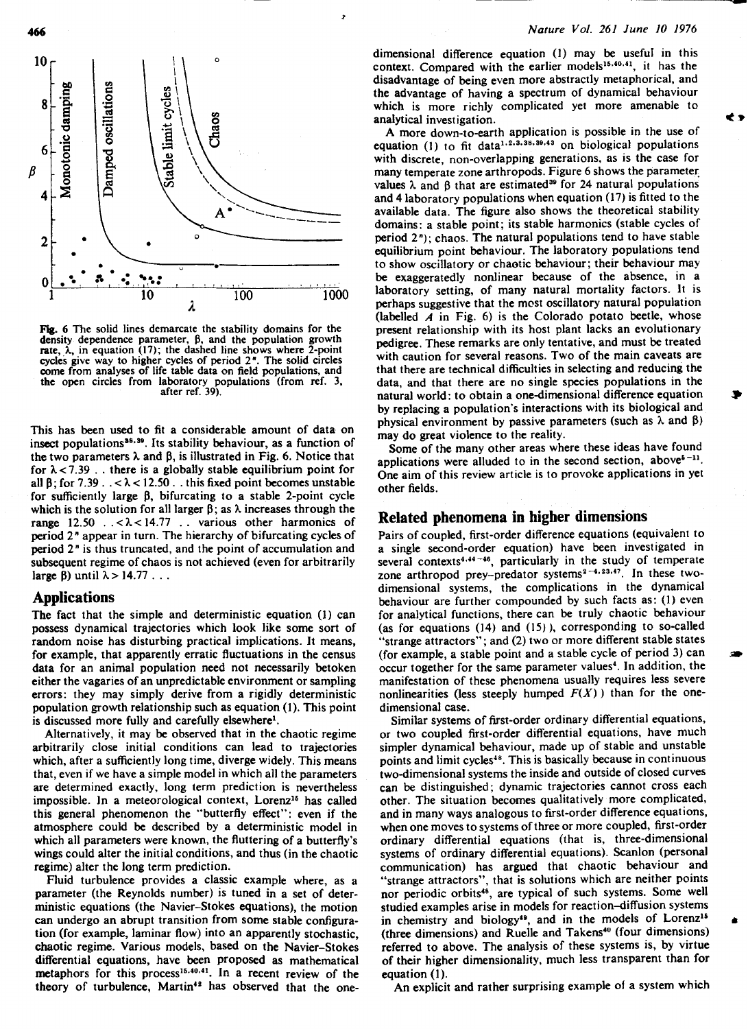Fig. 6 The solid lines demarcate the stability domains for the density dependence parameter, $\beta$, and the population growth rate, $\lambda$, in equation (17); the dashed line shows where 2-point cycles give way to higher cycles of period $2^n$. The solid circles come from analyses of life table data on field populations, and the open circles from laboratory populations (from ref. 3, after ref. 39).

This has been used to fit a considerable amount of data on insect populations[38,39]. Its stability behaviour, as a function of the two parameters $\lambda$ and $\beta$, is illustrated in Fig. 6. Notice that for $\lambda < 7.39$ .. there is a globally stable equilibrium point for all $\beta$; for $7.39 .. < \lambda < 12.50$ .. this fixed point becomes unstable for sufficiently large $\beta$, bifurcating to a stable 2-point cycle which is the solution for all larger $\beta$; as $\lambda$ increases through the range $12.50 .. < \lambda < 14.77$ .. various other harmonics of period $2^n$ appear in turn. The hierarchy of bifurcating cycles of period $2^n$ is thus truncated, and the point of accumulation and subsequent regime of chaos is not achieved (even for arbitrarily large $\beta$) until $\lambda > 14.77$ ...

## Applications

The fact that the simple and deterministic equation (1) can possess dynamical trajectories which look like some sort of random noise has disturbing practical implications. It means, for example, that apparently erratic fluctuations in the census data for an animal population need not necessarily betoken either the vagaries of an unpredictable environment or sampling errors: they may simply derive from a rigidly deterministic population growth relationship such as equation (1). This point is discussed more fully and carefully elsewhere[1].

Alternatively, it may be observed that in the chaotic regime arbitrarily close initial conditions can lead to trajectories which, after a sufficiently long time, diverge widely. This means that, even if we have a simple model in which all the parameters are determined exactly, long term prediction is nevertheless impossible. In a meteorological context, Lorenz[15] has called this general phenomenon the "butterfly effect": even if the atmosphere could be described by a deterministic model in which all parameters were known, the fluttering of a butterfly's wings could alter the initial conditions, and thus (in the chaotic regime) alter the long term prediction.

Fluid turbulence provides a classic example where, as a parameter (the Reynolds number) is tuned in a set of deterministic equations (the Navier–Stokes equations), the motion can undergo an abrupt transition from some stable configuration (for example, laminar flow) into an apparently stochastic, chaotic regime. Various models, based on the Navier–Stokes differential equations, have been proposed as mathematical metaphors for this process[15,40,41]. In a recent review of the theory of turbulence, Martin[42] has observed that the one-dimensional difference equation (1) may be useful in this context. Compared with the earlier models[15,40,41], it has the disadvantage of being even more abstractly metaphorical, and the advantage of having a spectrum of dynamical behaviour which is more richly complicated yet more amenable to analytical investigation.

A more down-to-earth application is possible in the use of equation (1) to fit data[1,2,3,38,39,43] on biological populations with discrete, non-overlapping generations, as is the case for many temperate zone arthropods. Figure 6 shows the parameter values $\lambda$ and $\beta$ that are estimated[39] for 24 natural populations and 4 laboratory populations when equation (17) is fitted to the available data. The figure also shows the theoretical stability domains: a stable point; its stable harmonics (stable cycles of period $2^n$); chaos. The natural populations tend to have stable equilibrium point behaviour. The laboratory populations tend to show oscillatory or chaotic behaviour; their behaviour may be exaggeratedly nonlinear because of the absence, in a laboratory setting, of many natural mortality factors. It is perhaps suggestive that the most oscillatory natural population (labelled *A* in Fig. 6) is the Colorado potato beetle, whose present relationship with its host plant lacks an evolutionary pedigree. These remarks are only tentative, and must be treated with caution for several reasons. Two of the main caveats are that there are technical difficulties in selecting and reducing the data, and that there are no single species populations in the natural world: to obtain a one-dimensional difference equation by replacing a population's interactions with its biological and physical environment by passive parameters (such as $\lambda$ and $\beta$) may do great violence to the reality.

Some of the many other areas where these ideas have found applications were alluded to in the second section, above[5–11]. One aim of this review article is to provoke applications in yet other fields.

## Related phenomena in higher dimensions

Pairs of coupled, first-order difference equations (equivalent to a single second-order equation) have been investigated in several contexts[4,44–46], particularly in the study of temperate zone arthropod prey–predator systems[2–4,23,47]. In these two-dimensional systems, the complications in the dynamical behaviour are further compounded by such facts as: (1) even for analytical functions, there can be truly chaotic behaviour (as for equations (14) and (15)), corresponding to so-called "strange attractors"; and (2) two or more different stable states (for example, a stable point and a stable cycle of period 3) can occur together for the same parameter values[4]. In addition, the manifestation of these phenomena usually requires less severe nonlinearities (less steeply humped $F(X)$) than for the one-dimensional case.

Similar systems of first-order ordinary differential equations, or two coupled first-order differential equations, have much simpler dynamical behaviour, made up of stable and unstable points and limit cycles[48]. This is basically because in continuous two-dimensional systems the inside and outside of closed curves can be distinguished; dynamic trajectories cannot cross each other. The situation becomes qualitatively more complicated, and in many ways analogous to first-order difference equations, when one moves to systems of three or more coupled, first-order ordinary differential equations (that is, three-dimensional systems of ordinary differential equations). Scanlon (personal communication) has argued that chaotic behaviour and "strange attractors", that is solutions which are neither points nor periodic orbits[48], are typical of such systems. Some well studied examples arise in models for reaction–diffusion systems in chemistry and biology[49], and in the models of Lorenz[15] (three dimensions) and Ruelle and Takens[40] (four dimensions) referred to above. The analysis of these systems is, by virtue of their higher dimensionality, much less transparent than for equation (1).

An explicit and rather surprising example of a system which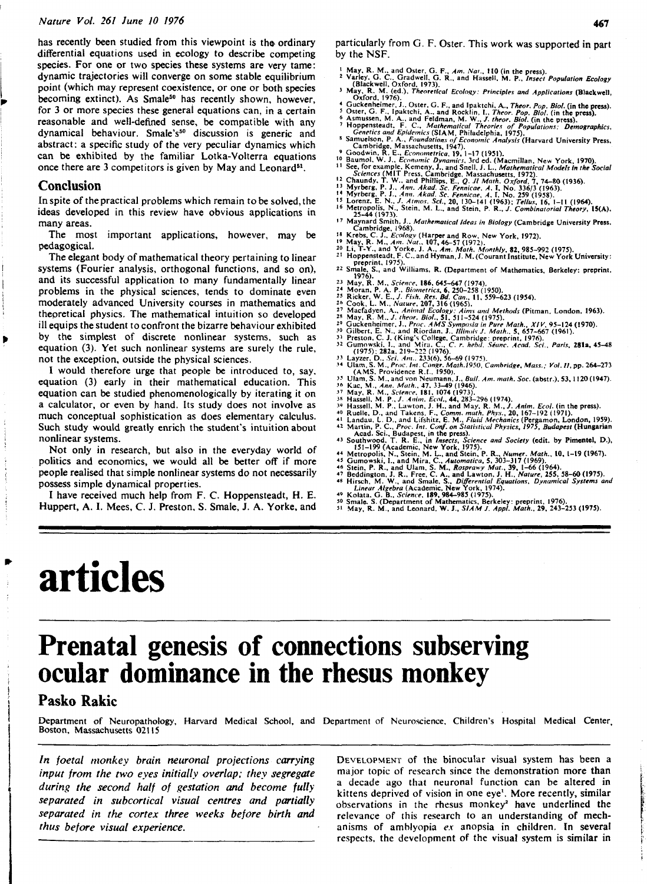has recently been studied from this viewpoint is the ordinary differential equations used in ecology to describe competing species. For one or two species these systems are very tame: dynamic trajectories will converge on some stable equilibrium point (which may represent coexistence, or one or both species becoming extinct). As Smale[50] has recently shown, however, for 3 or more species these general equations can, in a certain reasonable and well-defined sense, be compatible with any dynamical behaviour. Smale's[50] discussion is generic and abstract: a specific study of the very peculiar dynamics which can be exhibited by the familiar Lotka-Volterra equations once there are 3 competitors is given by May and Leonard[51].

## Conclusion

In spite of the practical problems which remain to be solved, the ideas developed in this review have obvious applications in many areas.

The most important applications, however, may be pedagogical.

The elegant body of mathematical theory pertaining to linear systems (Fourier analysis, orthogonal functions, and so on), and its successful application to many fundamentally linear problems in the physical sciences, tends to dominate even moderately advanced University courses in mathematics and theoretical physics. The mathematical intuition so developed ill equips the student to confront the bizarre behaviour exhibited by the simplest of discrete nonlinear systems, such as equation (3). Yet such nonlinear systems are surely the rule, not the exception, outside the physical sciences.

I would therefore urge that people be introduced to, say, equation (3) early in their mathematical education. This equation can be studied phenomenologically by iterating it on a calculator, or even by hand. Its study does not involve as much conceptual sophistication as does elementary calculus. Such study would greatly enrich the student's intuition about nonlinear systems.

Not only in research, but also in the everyday world of politics and economics, we would all be better off if more people realised that simple nonlinear systems do not necessarily possess simple dynamical properties.

I have received much help from F. C. Hoppensteadt, H. E. Huppert, A. I. Mees, C. J. Preston, S. Smale, J. A. Yorke, and particularly from G. F. Oster. This work was supported in part by the NSF.

1. May, R. M., and Oster, G. F., *Am. Nat.*, **110** (in the press).
2. Varley, G. C., Gradwell, G. R., and Hassell, M. P., *Insect Population Ecology* (Blackwell, Oxford, 1973).
3. May, R. M. (ed.), *Theoretical Ecology: Principles and Applications* (Blackwell, Oxford, 1976).
4. Guckenheimer, J., Oster, G. F., and Ipaktchi, A., *Theor. Pop. Biol.* (in the press).
5. Oster, G. F., Ipaktchi, A., and Rocklin, I., *Theor. Pop. Biol.* (in the press).
6. Asmussen, M. A., and Feldman, M. W., *J. theor. Biol.* (in the press).
7. Hoppensteadt, F. C., *Mathematical Theories of Populations: Demographics, Genetics and Epidemics* (SIAM, Philadelphia, 1975).
8. Samuelson, P. A., *Foundations of Economic Analysis* (Harvard University Press, Cambridge, Massachusetts, 1947).
9. Goodwin, R. E., *Econometrica*, **19**, 1–17 (1951).
10. Baumol, W. J., *Economic Dynamics*, 3rd ed. (Macmillan, New York, 1970).
11. See, for example, Kemeny, J., and Snell, J. L., *Mathematical Models in the Social Sciences* (MIT Press, Cambridge, Massachusetts, 1972).
12. Chaundy, T. W., and Phillips, E., *Q. Jl Math. Oxford*, **7**, 74–80 (1936).
13. Myrberg, P. J., *Ann. Akad. Sc. Fennicae*, *A*, **I**, No. 336/3 (1963).
14. Myrberg, P. J., *Ann. Akad. Sc. Fennicae*, *A*, **I**, No. 259 (1958).
15. Lorenz, E. N., *J. Atmos. Sci.*, **20**, 130–141 (1963); *Tellus*, **16**, 1–11 (1964).
16. Metropolis, N., Stein, M. L., and Stein, P. R., *J. Combinatorial Theory*, **15(A)**, 25–44 (1973).
17. Maynard Smith, J., *Mathematical Ideas in Biology* (Cambridge University Press, Cambridge, 1968).
18. Krebs, C. J., *Ecology* (Harper and Row, New York, 1972).
19. May, R. M., *Am. Nat.*, **107**, 46–57 (1972).
20. Li, T-Y., and Yorke, J. A., *Am. Math. Monthly*, **82**, 985–992 (1975).
21. Hoppensteadt, F. C., and Hyman, J. M. (Courant Institute, New York University: preprint, 1975).
22. Smale, S., and Williams, R. (Department of Mathematics, Berkeley: preprint, 1976).
23. May, R. M., *Science*, **186**, 645–647 (1974).
24. Moran, P. A. P., *Biometrics*, **6**, 250–258 (1950).
25. Ricker, W. E., *J. Fish. Res. Bd. Can.*, **11**, 559–623 (1954).
26. Cook, L. M., *Nature*, **207**, 316 (1965).
27. Macfadyen, A., *Animal Ecology: Aims and Methods* (Pitman, London, 1963).
28. May, R. M., *J. theor. Biol.*, **51**, 511–524 (1975).
29. Guckenheimer, J., *Proc. AMS Symposia in Pure Math.*, *XIV*, 95–124 (1970).
30. Gilbert, E. N., and Riordan, J., *Illinois J. Math.*, **5**, 657–667 (1961).
31. Preston, C. J. (King's College, Cambridge: preprint, 1976).
32. Gumowski, I., and Mira, C., *C. r. hebd. Séanc. Acad. Sci., Paris*, **281a**, 45–48 (1975); **282a**, 219–222 (1976).
33. Layzer, D., *Sci. Am.*, **233(6)**, 56–69 (1975).
34. Ulam, S. M., *Proc. Int. Congr. Math.1950, Cambridge, Mass.; Vol. II*, pp. 264–273 (AMS, Providence R.I., 1950).
35. Ulam, S. M., and von Neumann, J., *Bull. Am. math. Soc.* (abstr.), **53**, 1120 (1947).
36. Kac, M., *Ann. Math.*, **47**, 33–49 (1946).
37. May, R. M., *Science*, **181**, 1074 (1973).
38. Hassell, M. P., *J. Anim. Ecol.*, **44**, 283–296 (1974).
39. Hassell, M. P., Lawton, J. H., and May, R. M., *J. Anim. Ecol.* (in the press).
40. Ruelle, D., and Takens, F., *Comm. math. Phys.*, **20**, 167–192 (1971).
41. Landau, L. D., and Lifshitz, E. M., *Fluid Mechanics* (Pergamon, London, 1959).
42. Martin, P. C., *Proc. Int. Conf. on Statistical Physics, 1975, Budapest* (Hungarian Acad. Sci., Budapest, in the press).
43. Southwood, T. R. E., in *Insects, Science and Society* (edit. by Pimentel, D.), 151–199 (Academic, New York, 1975).
44. Metropolis, N., Stein, M. L., and Stein, P. R., *Numer. Math.*, **10**, 1–19 (1967).
45. Gumowski, I., and Mira, C., *Automatica*, **5**, 303–317 (1969).
46. Stein, P. R., and Ulam, S. M., *Rozprawy Mat.*, **39**, 1–66 (1964).
47. Beddington, J. R., Free, C. A., and Lawton, J. H., *Nature*, **255**, 58–60 (1975).
48. Hirsch, M. W., and Smale, S., *Differential Equations, Dynamical Systems and Linear Algebra* (Academic, New York, 1974).
49. Kolata, G. B., *Science*, **189**, 984–985 (1975).
50. Smale, S. (Department of Mathematics, Berkeley: preprint, 1976).
51. May, R. M., and Leonard, W. J., *SIAM J. Appl. Math.*, **29**, 243–253 (1975).

# articles

## Prenatal genesis of connections subserving ocular dominance in the rhesus monkey

**Pasko Rakic**

Department of Neuropathology, Harvard Medical School, and Department of Neuroscience, Children's Hospital Medical Center, Boston, Massachusetts 02115

*In foetal monkey brain neuronal projections carrying input from the two eyes initially overlap; they segregate during the second half of gestation and become fully separated in subcortical visual centres and partially separated in the cortex three weeks before birth and thus before visual experience.*

DEVELOPMENT of the binocular visual system has been a major topic of research since the demonstration more than a decade ago that neuronal function can be altered in kittens deprived of vision in one eye[1]. More recently, similar observations in the rhesus monkey[2] have underlined the relevance of this research to an understanding of mechanisms of amblyopia *ex* anopsia in children. In several respects, the development of the visual system is similar in